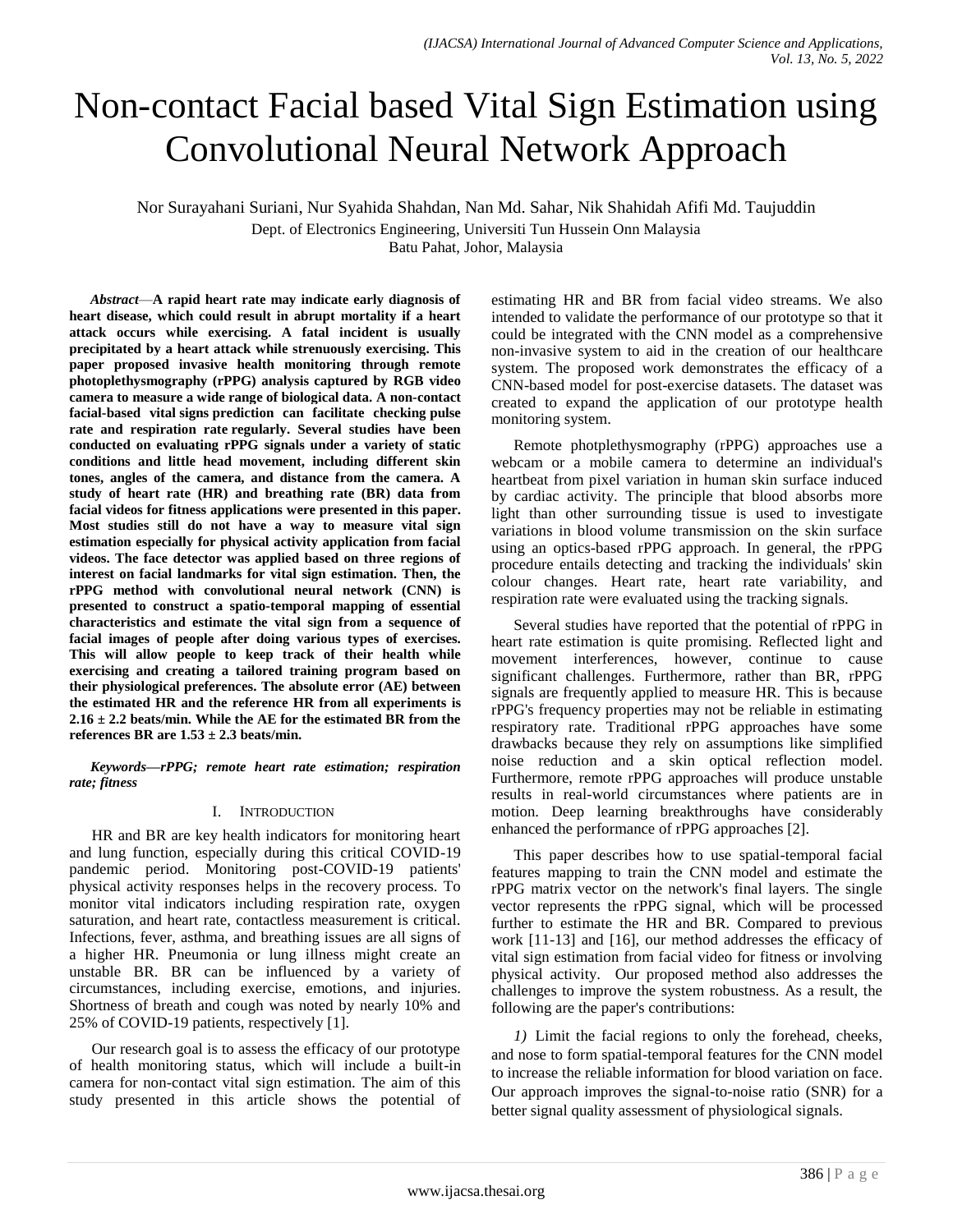# Non-contact Facial based Vital Sign Estimation using Convolutional Neural Network Approach

Nor Surayahani Suriani, Nur Syahida Shahdan, Nan Md. Sahar, Nik Shahidah Afifi Md. Taujuddin

Dept. of Electronics Engineering, Universiti Tun Hussein Onn Malaysia
Batu Pahat, Johor, Malaysia

***Abstract*—A rapid heart rate may indicate early diagnosis of heart disease, which could result in abrupt mortality if a heart attack occurs while exercising. A fatal incident is usually precipitated by a heart attack while strenuously exercising. This paper proposed invasive health monitoring through remote photoplethysmography (rPPG) analysis captured by RGB video camera to measure a wide range of biological data. A non-contact facial-based vital signs prediction can facilitate checking pulse rate and respiration rate regularly. Several studies have been conducted on evaluating rPPG signals under a variety of static conditions and little head movement, including different skin tones, angles of the camera, and distance from the camera. A study of heart rate (HR) and breathing rate (BR) data from facial videos for fitness applications were presented in this paper. Most studies still do not have a way to measure vital sign estimation especially for physical activity application from facial videos. The face detector was applied based on three regions of interest on facial landmarks for vital sign estimation. Then, the rPPG method with convolutional neural network (CNN) is presented to construct a spatio-temporal mapping of essential characteristics and estimate the vital sign from a sequence of facial images of people after doing various types of exercises. This will allow people to keep track of their health while exercising and creating a tailored training program based on their physiological preferences. The absolute error (AE) between the estimated HR and the reference HR from all experiments is 2.16 ± 2.2 beats/min. While the AE for the estimated BR from the references BR are 1.53 ± 2.3 beats/min.**

***Keywords*—*rPPG; remote heart rate estimation; respiration rate; fitness***

## I. Introduction

HR and BR are key health indicators for monitoring heart and lung function, especially during this critical COVID-19 pandemic period. Monitoring post-COVID-19 patients' physical activity responses helps in the recovery process. To monitor vital indicators including respiration rate, oxygen saturation, and heart rate, contactless measurement is critical. Infections, fever, asthma, and breathing issues are all signs of a higher HR. Pneumonia or lung illness might create an unstable BR. BR can be influenced by a variety of circumstances, including exercise, emotions, and injuries. Shortness of breath and cough was noted by nearly 10% and 25% of COVID-19 patients, respectively [1].

Our research goal is to assess the efficacy of our prototype of health monitoring status, which will include a built-in camera for non-contact vital sign estimation. The aim of this study presented in this article shows the potential of estimating HR and BR from facial video streams. We also intended to validate the performance of our prototype so that it could be integrated with the CNN model as a comprehensive non-invasive system to aid in the creation of our healthcare system. The proposed work demonstrates the efficacy of a CNN-based model for post-exercise datasets. The dataset was created to expand the application of our prototype health monitoring system.

Remote photplethysmography (rPPG) approaches use a webcam or a mobile camera to determine an individual's heartbeat from pixel variation in human skin surface induced by cardiac activity. The principle that blood absorbs more light than other surrounding tissue is used to investigate variations in blood volume transmission on the skin surface using an optics-based rPPG approach. In general, the rPPG procedure entails detecting and tracking the individuals' skin colour changes. Heart rate, heart rate variability, and respiration rate were evaluated using the tracking signals.

Several studies have reported that the potential of rPPG in heart rate estimation is quite promising. Reflected light and movement interferences, however, continue to cause significant challenges. Furthermore, rather than BR, rPPG signals are frequently applied to measure HR. This is because rPPG's frequency properties may not be reliable in estimating respiratory rate. Traditional rPPG approaches have some drawbacks because they rely on assumptions like simplified noise reduction and a skin optical reflection model. Furthermore, remote rPPG approaches will produce unstable results in real-world circumstances where patients are in motion. Deep learning breakthroughs have considerably enhanced the performance of rPPG approaches [2].

This paper describes how to use spatial-temporal facial features mapping to train the CNN model and estimate the rPPG matrix vector on the network's final layers. The single vector represents the rPPG signal, which will be processed further to estimate the HR and BR. Compared to previous work [11-13] and [16], our method addresses the efficacy of vital sign estimation from facial video for fitness or involving physical activity. Our proposed method also addresses the challenges to improve the system robustness. As a result, the following are the paper's contributions:

*1)* Limit the facial regions to only the forehead, cheeks, and nose to form spatial-temporal features for the CNN model to increase the reliable information for blood variation on face. Our approach improves the signal-to-noise ratio (SNR) for a better signal quality assessment of physiological signals.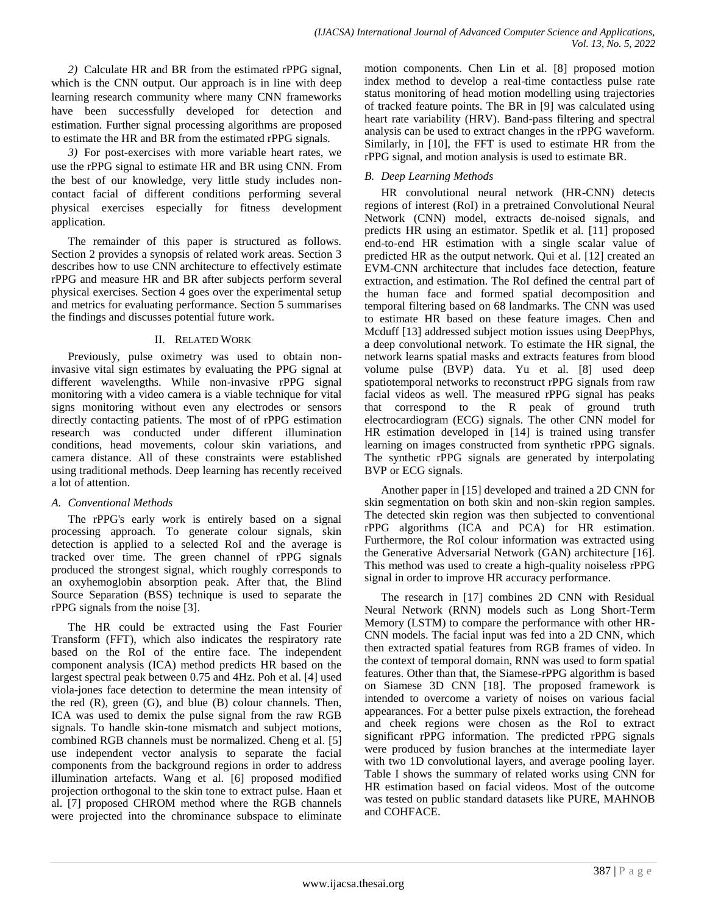*2)* Calculate HR and BR from the estimated rPPG signal, which is the CNN output. Our approach is in line with deep learning research community where many CNN frameworks have been successfully developed for detection and estimation. Further signal processing algorithms are proposed to estimate the HR and BR from the estimated rPPG signals.

*3)* For post-exercises with more variable heart rates, we use the rPPG signal to estimate HR and BR using CNN. From the best of our knowledge, very little study includes non-contact facial of different conditions performing several physical exercises especially for fitness development application.

The remainder of this paper is structured as follows. Section 2 provides a synopsis of related work areas. Section 3 describes how to use CNN architecture to effectively estimate rPPG and measure HR and BR after subjects perform several physical exercises. Section 4 goes over the experimental setup and metrics for evaluating performance. Section 5 summarises the findings and discusses potential future work.

## II. Related Work

Previously, pulse oximetry was used to obtain non-invasive vital sign estimates by evaluating the PPG signal at different wavelengths. While non-invasive rPPG signal monitoring with a video camera is a viable technique for vital signs monitoring without even any electrodes or sensors directly contacting patients. The most of of rPPG estimation research was conducted under different illumination conditions, head movements, colour skin variations, and camera distance. All of these constraints were established using traditional methods. Deep learning has recently received a lot of attention.

### *A. Conventional Methods*

The rPPG's early work is entirely based on a signal processing approach. To generate colour signals, skin detection is applied to a selected RoI and the average is tracked over time. The green channel of rPPG signals produced the strongest signal, which roughly corresponds to an oxyhemoglobin absorption peak. After that, the Blind Source Separation (BSS) technique is used to separate the rPPG signals from the noise [3].

The HR could be extracted using the Fast Fourier Transform (FFT), which also indicates the respiratory rate based on the RoI of the entire face. The independent component analysis (ICA) method predicts HR based on the largest spectral peak between 0.75 and 4Hz. Poh et al. [4] used viola-jones face detection to determine the mean intensity of the red (R), green (G), and blue (B) colour channels. Then, ICA was used to demix the pulse signal from the raw RGB signals. To handle skin-tone mismatch and subject motions, combined RGB channels must be normalized. Cheng et al. [5] use independent vector analysis to separate the facial components from the background regions in order to address illumination artefacts. Wang et al. [6] proposed modified projection orthogonal to the skin tone to extract pulse. Haan et al. [7] proposed CHROM method where the RGB channels were projected into the chrominance subspace to eliminate motion components. Chen Lin et al. [8] proposed motion index method to develop a real-time contactless pulse rate status monitoring of head motion modelling using trajectories of tracked feature points. The BR in [9] was calculated using heart rate variability (HRV). Band-pass filtering and spectral analysis can be used to extract changes in the rPPG waveform. Similarly, in [10], the FFT is used to estimate HR from the rPPG signal, and motion analysis is used to estimate BR.

### *B. Deep Learning Methods*

HR convolutional neural network (HR-CNN) detects regions of interest (RoI) in a pretrained Convolutional Neural Network (CNN) model, extracts de-noised signals, and predicts HR using an estimator. Spetlik et al. [11] proposed end-to-end HR estimation with a single scalar value of predicted HR as the output network. Qui et al. [12] created an EVM-CNN architecture that includes face detection, feature extraction, and estimation. The RoI defined the central part of the human face and formed spatial decomposition and temporal filtering based on 68 landmarks. The CNN was used to estimate HR based on these feature images. Chen and Mcduff [13] addressed subject motion issues using DeepPhys, a deep convolutional network. To estimate the HR signal, the network learns spatial masks and extracts features from blood volume pulse (BVP) data. Yu et al. [8] used deep spatiotemporal networks to reconstruct rPPG signals from raw facial videos as well. The measured rPPG signal has peaks that correspond to the R peak of ground truth electrocardiogram (ECG) signals. The other CNN model for HR estimation developed in [14] is trained using transfer learning on images constructed from synthetic rPPG signals. The synthetic rPPG signals are generated by interpolating BVP or ECG signals.

Another paper in [15] developed and trained a 2D CNN for skin segmentation on both skin and non-skin region samples. The detected skin region was then subjected to conventional rPPG algorithms (ICA and PCA) for HR estimation. Furthermore, the RoI colour information was extracted using the Generative Adversarial Network (GAN) architecture [16]. This method was used to create a high-quality noiseless rPPG signal in order to improve HR accuracy performance.

The research in [17] combines 2D CNN with Residual Neural Network (RNN) models such as Long Short-Term Memory (LSTM) to compare the performance with other HR-CNN models. The facial input was fed into a 2D CNN, which then extracted spatial features from RGB frames of video. In the context of temporal domain, RNN was used to form spatial features. Other than that, the Siamese-rPPG algorithm is based on Siamese 3D CNN [18]. The proposed framework is intended to overcome a variety of noises on various facial appearances. For a better pulse pixels extraction, the forehead and cheek regions were chosen as the RoI to extract significant rPPG information. The predicted rPPG signals were produced by fusion branches at the intermediate layer with two 1D convolutional layers, and average pooling layer. Table I shows the summary of related works using CNN for HR estimation based on facial videos. Most of the outcome was tested on public standard datasets like PURE, MAHNOB and COHFACE.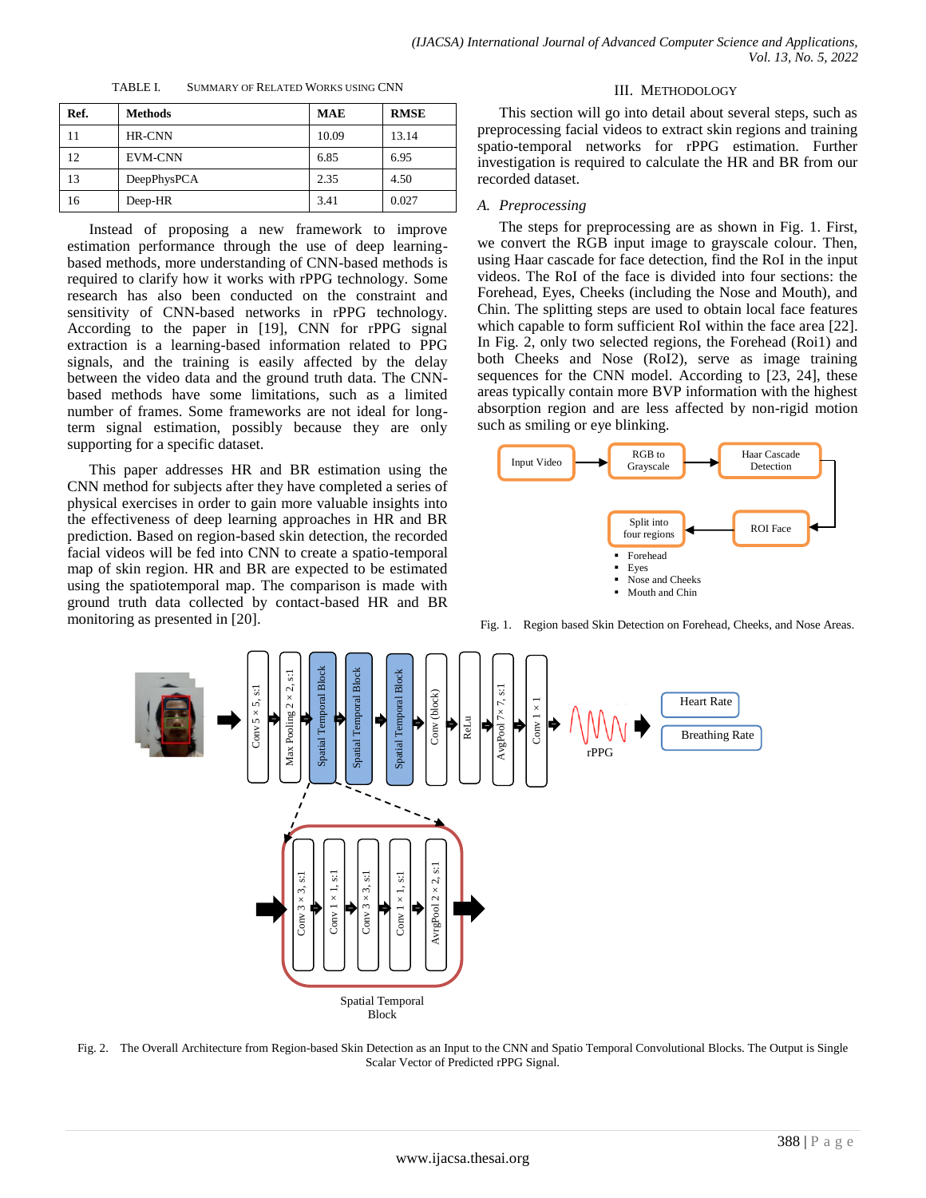TABLE I. SUMMARY OF RELATED WORKS USING CNN

| Ref. | Methods | MAE | RMSE |
|---|---|---|---|
| 11 | HR-CNN | 10.09 | 13.14 |
| 12 | EVM-CNN | 6.85 | 6.95 |
| 13 | DeepPhysPCA | 2.35 | 4.50 |
| 16 | Deep-HR | 3.41 | 0.027 |

Instead of proposing a new framework to improve estimation performance through the use of deep learning-based methods, more understanding of CNN-based methods is required to clarify how it works with rPPG technology. Some research has also been conducted on the constraint and sensitivity of CNN-based networks in rPPG technology. According to the paper in [19], CNN for rPPG signal extraction is a learning-based information related to PPG signals, and the training is easily affected by the delay between the video data and the ground truth data. The CNN-based methods have some limitations, such as a limited number of frames. Some frameworks are not ideal for long-term signal estimation, possibly because they are only supporting for a specific dataset.

This paper addresses HR and BR estimation using the CNN method for subjects after they have completed a series of physical exercises in order to gain more valuable insights into the effectiveness of deep learning approaches in HR and BR prediction. Based on region-based skin detection, the recorded facial videos will be fed into CNN to create a spatio-temporal map of skin region. HR and BR are expected to be estimated using the spatiotemporal map. The comparison is made with ground truth data collected by contact-based HR and BR monitoring as presented in [20].

## III. METHODOLOGY

This section will go into detail about several steps, such as preprocessing facial videos to extract skin regions and training spatio-temporal networks for rPPG estimation. Further investigation is required to calculate the HR and BR from our recorded dataset.

### *A. Preprocessing*

The steps for preprocessing are as shown in Fig. 1. First, we convert the RGB input image to grayscale colour. Then, using Haar cascade for face detection, find the RoI in the input videos. The RoI of the face is divided into four sections: the Forehead, Eyes, Cheeks (including the Nose and Mouth), and Chin. The splitting steps are used to obtain local face features which capable to form sufficient RoI within the face area [22]. In Fig. 2, only two selected regions, the Forehead (Roi1) and both Cheeks and Nose (RoI2), serve as image training sequences for the CNN model. According to [23, 24], these areas typically contain more BVP information with the highest absorption region and are less affected by non-rigid motion such as smiling or eye blinking.

Input Video → RGB to Grayscale → Haar Cascade Detection → ROI Face → Split into four regions

- Forehead
- Eyes
- Nose and Cheeks
- Mouth and Chin

Fig. 1. Region based Skin Detection on Forehead, Cheeks, and Nose Areas.

Conv 5 × 5, s:1 → Max Pooling 2 × 2, s:1 → Spatial Temporal Block → Spatial Temporal Block → Spatial Temporal Block → Conv (block) → ReLu → AvgPool 7× 7, s:1 → Conv 1 × 1 → rPPG → Heart Rate / Breathing Rate

Spatial Temporal Block: Conv 3 × 3, s:1 → Conv 1 × 1, s:1 → Conv 3 × 3, s:1 → Conv 1 × 1, s:1 → AvrgPool 2 × 2, s:1

Fig. 2. The Overall Architecture from Region-based Skin Detection as an Input to the CNN and Spatio Temporal Convolutional Blocks. The Output is Single Scalar Vector of Predicted rPPG Signal.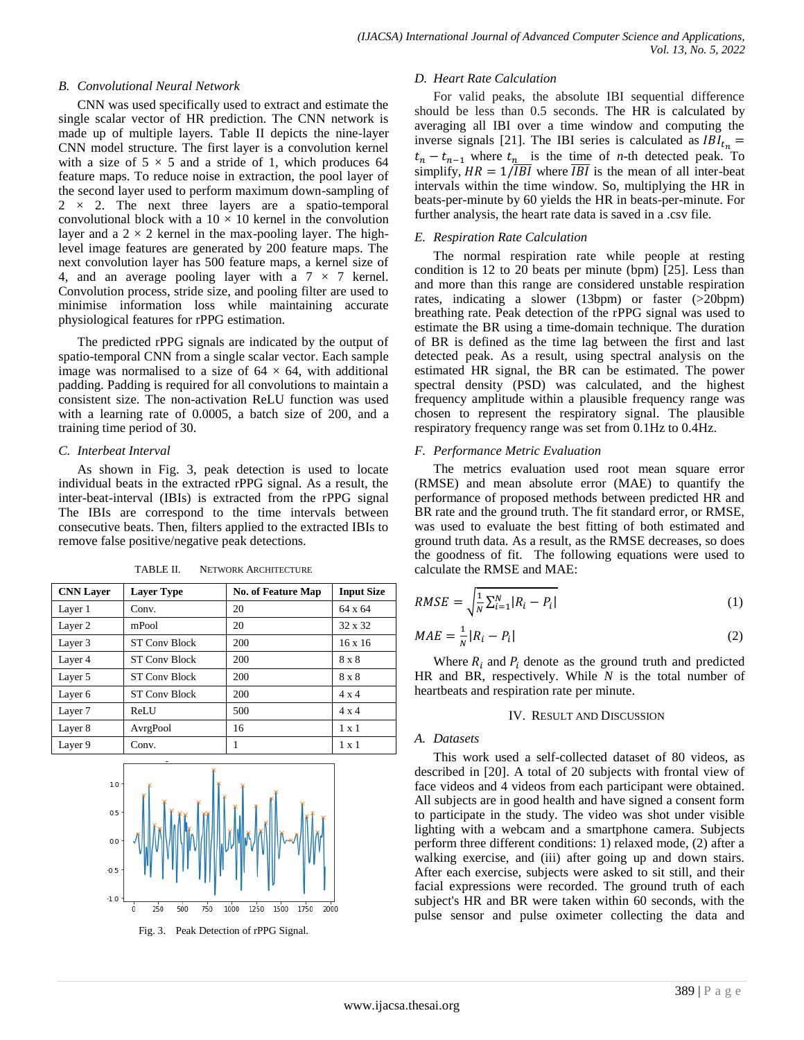### B. Convolutional Neural Network

CNN was used specifically used to extract and estimate the single scalar vector of HR prediction. The CNN network is made up of multiple layers. Table II depicts the nine-layer CNN model structure. The first layer is a convolution kernel with a size of 5 × 5 and a stride of 1, which produces 64 feature maps. To reduce noise in extraction, the pool layer of the second layer used to perform maximum down-sampling of 2 × 2. The next three layers are a spatio-temporal convolutional block with a 10 × 10 kernel in the convolution layer and a 2 × 2 kernel in the max-pooling layer. The high-level image features are generated by 200 feature maps. The next convolution layer has 500 feature maps, a kernel size of 4, and an average pooling layer with a 7 × 7 kernel. Convolution process, stride size, and pooling filter are used to minimise information loss while maintaining accurate physiological features for rPPG estimation.

The predicted rPPG signals are indicated by the output of spatio-temporal CNN from a single scalar vector. Each sample image was normalised to a size of 64 × 64, with additional padding. Padding is required for all convolutions to maintain a consistent size. The non-activation ReLU function was used with a learning rate of 0.0005, a batch size of 200, and a training time period of 30.

### C. Interbeat Interval

As shown in Fig. 3, peak detection is used to locate individual beats in the extracted rPPG signal. As a result, the inter-beat-interval (IBIs) is extracted from the rPPG signal The IBIs are correspond to the time intervals between consecutive beats. Then, filters applied to the extracted IBIs to remove false positive/negative peak detections.

TABLE II. NETWORK ARCHITECTURE

| CNN Layer | Layer Type | No. of Feature Map | Input Size |
|---|---|---|---|
| Layer 1 | Conv. | 20 | 64 x 64 |
| Layer 2 | mPool | 20 | 32 x 32 |
| Layer 3 | ST Conv Block | 200 | 16 x 16 |
| Layer 4 | ST Conv Block | 200 | 8 x 8 |
| Layer 5 | ST Conv Block | 200 | 8 x 8 |
| Layer 6 | ST Conv Block | 200 | 4 x 4 |
| Layer 7 | ReLU | 500 | 4 x 4 |
| Layer 8 | AvrgPool | 16 | 1 x 1 |
| Layer 9 | Conv. | 1 | 1 x 1 |

Fig. 3. Peak Detection of rPPG Signal.

### D. Heart Rate Calculation

For valid peaks, the absolute IBI sequential difference should be less than 0.5 seconds. The HR is calculated by averaging all IBI over a time window and computing the inverse signals [21]. The IBI series is calculated as $IBI_{t_n} = t_n - t_{n-1}$ where $t_n$ is the time of *n*-th detected peak. To simplify, $HR = 1/\overline{IBI}$ where $\overline{IBI}$ is the mean of all inter-beat intervals within the time window. So, multiplying the HR in beats-per-minute by 60 yields the HR in beats-per-minute. For further analysis, the heart rate data is saved in a .csv file.

### E. Respiration Rate Calculation

The normal respiration rate while people at resting condition is 12 to 20 beats per minute (bpm) [25]. Less than and more than this range are considered unstable respiration rates, indicating a slower (13bpm) or faster (>20bpm) breathing rate. Peak detection of the rPPG signal was used to estimate the BR using a time-domain technique. The duration of BR is defined as the time lag between the first and last detected peak. As a result, using spectral analysis on the estimated HR signal, the BR can be estimated. The power spectral density (PSD) was calculated, and the highest frequency amplitude within a plausible frequency range was chosen to represent the respiratory signal. The plausible respiratory frequency range was set from 0.1Hz to 0.4Hz.

### F. Performance Metric Evaluation

The metrics evaluation used root mean square error (RMSE) and mean absolute error (MAE) to quantify the performance of proposed methods between predicted HR and BR rate and the ground truth. The fit standard error, or RMSE, was used to evaluate the best fitting of both estimated and ground truth data. As a result, as the RMSE decreases, so does the goodness of fit. The following equations were used to calculate the RMSE and MAE:

$$RMSE = \sqrt{\frac{1}{N}\sum_{i=1}^{N}|R_i - P_i|} \tag{1}$$

$$MAE = \frac{1}{N}|R_i - P_i| \tag{2}$$

Where $R_i$ and $P_i$ denote as the ground truth and predicted HR and BR, respectively. While $N$ is the total number of heartbeats and respiration rate per minute.

## IV. RESULT AND DISCUSSION

### A. Datasets

This work used a self-collected dataset of 80 videos, as described in [20]. A total of 20 subjects with frontal view of face videos and 4 videos from each participant were obtained. All subjects are in good health and have signed a consent form to participate in the study. The video was shot under visible lighting with a webcam and a smartphone camera. Subjects perform three different conditions: 1) relaxed mode, (2) after a walking exercise, and (iii) after going up and down stairs. After each exercise, subjects were asked to sit still, and their facial expressions were recorded. The ground truth of each subject's HR and BR were taken within 60 seconds, with the pulse sensor and pulse oximeter collecting the data and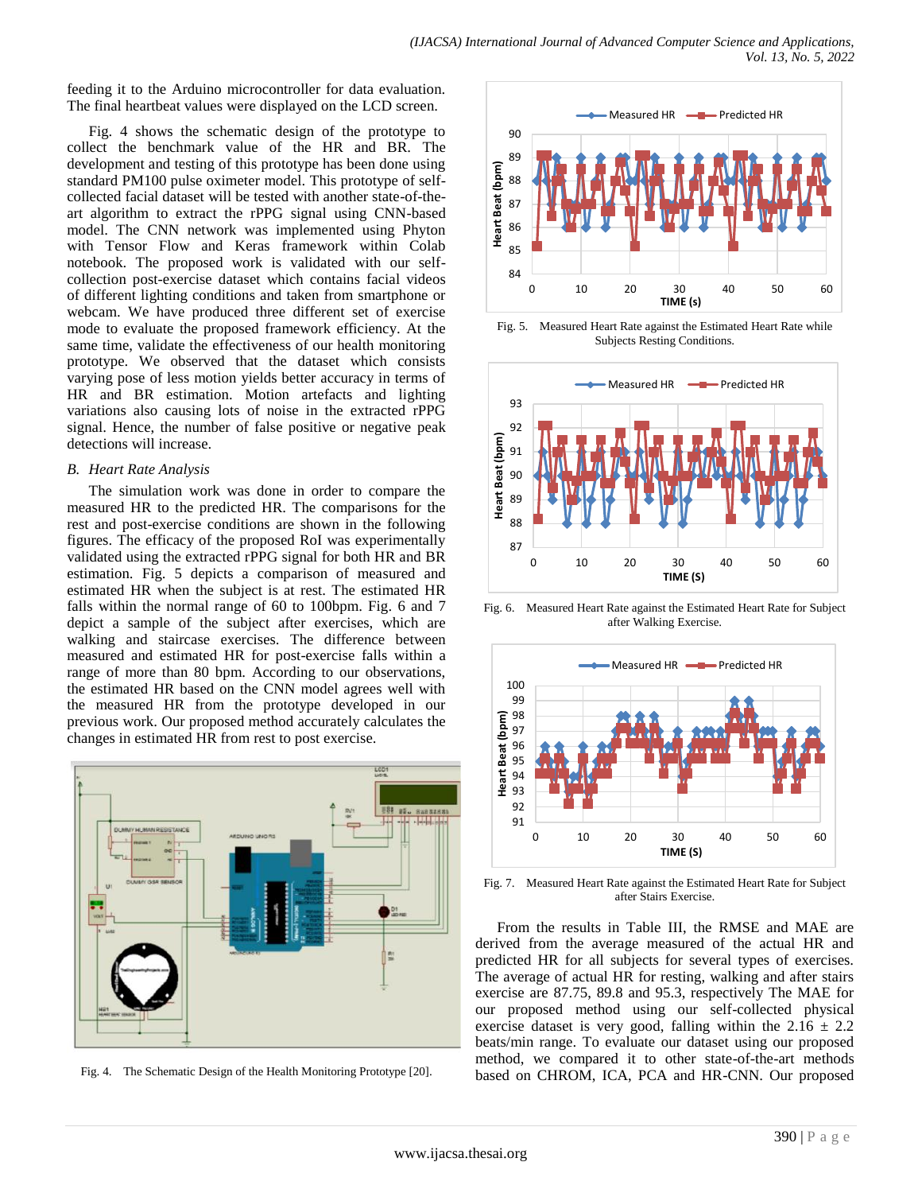feeding it to the Arduino microcontroller for data evaluation. The final heartbeat values were displayed on the LCD screen.

Fig. 4 shows the schematic design of the prototype to collect the benchmark value of the HR and BR. The development and testing of this prototype has been done using standard PM100 pulse oximeter model. This prototype of self-collected facial dataset will be tested with another state-of-the-art algorithm to extract the rPPG signal using CNN-based model. The CNN network was implemented using Phyton with Tensor Flow and Keras framework within Colab notebook. The proposed work is validated with our self-collection post-exercise dataset which contains facial videos of different lighting conditions and taken from smartphone or webcam. We have produced three different set of exercise mode to evaluate the proposed framework efficiency. At the same time, validate the effectiveness of our health monitoring prototype. We observed that the dataset which consists varying pose of less motion yields better accuracy in terms of HR and BR estimation. Motion artefacts and lighting variations also causing lots of noise in the extracted rPPG signal. Hence, the number of false positive or negative peak detections will increase.

Fig. 4. The Schematic Design of the Health Monitoring Prototype [20].

### B. *Heart Rate Analysis*

The simulation work was done in order to compare the measured HR to the predicted HR. The comparisons for the rest and post-exercise conditions are shown in the following figures. The efficacy of the proposed RoI was experimentally validated using the extracted rPPG signal for both HR and BR estimation. Fig. 5 depicts a comparison of measured and estimated HR when the subject is at rest. The estimated HR falls within the normal range of 60 to 100bpm. Fig. 6 and 7 depict a sample of the subject after exercises, which are walking and staircase exercises. The difference between measured and estimated HR for post-exercise falls within a range of more than 80 bpm. According to our observations, the estimated HR based on the CNN model agrees well with the measured HR from the prototype developed in our previous work. Our proposed method accurately calculates the changes in estimated HR from rest to post exercise.

Fig. 5. Measured Heart Rate against the Estimated Heart Rate while Subjects Resting Conditions.

Fig. 6. Measured Heart Rate against the Estimated Heart Rate for Subject after Walking Exercise.

Fig. 7. Measured Heart Rate against the Estimated Heart Rate for Subject after Stairs Exercise.

From the results in Table III, the RMSE and MAE are derived from the average measured of the actual HR and predicted HR for all subjects for several types of exercises. The average of actual HR for resting, walking and after stairs exercise are 87.75, 89.8 and 95.3, respectively The MAE for our proposed method using our self-collected physical exercise dataset is very good, falling within the 2.16 ± 2.2 beats/min range. To evaluate our dataset using our proposed method, we compared it to other state-of-the-art methods based on CHROM, ICA, PCA and HR-CNN. Our proposed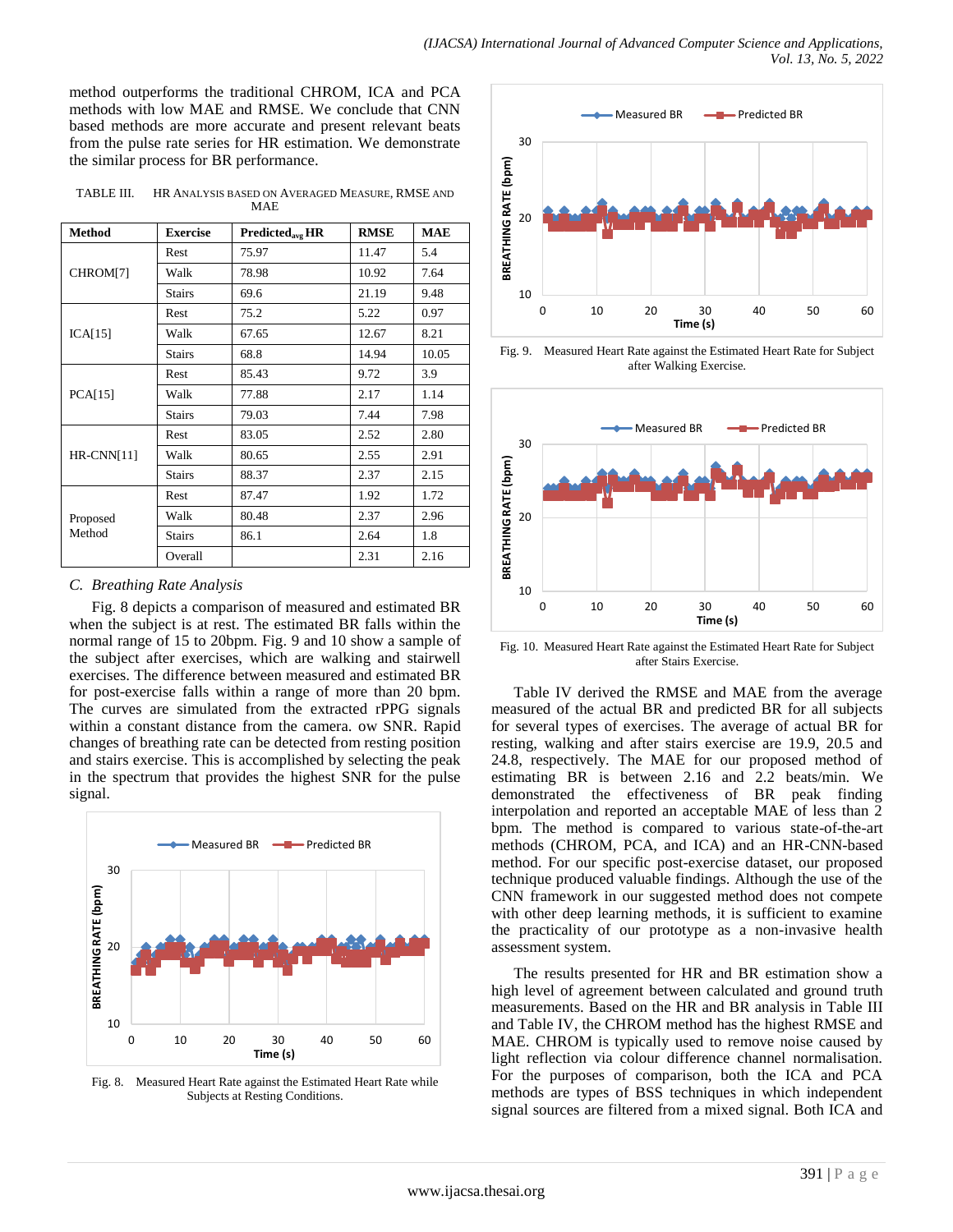method outperforms the traditional CHROM, ICA and PCA methods with low MAE and RMSE. We conclude that CNN based methods are more accurate and present relevant beats from the pulse rate series for HR estimation. We demonstrate the similar process for BR performance.

TABLE III. HR ANALYSIS BASED ON AVERAGED MEASURE, RMSE AND MAE

| Method | Exercise | $Predicted_{avg}$ HR | RMSE | MAE |
|---|---|---|---|---|
| CHROM[7] | Rest | 75.97 | 11.47 | 5.4 |
| | Walk | 78.98 | 10.92 | 7.64 |
| | Stairs | 69.6 | 21.19 | 9.48 |
| ICA[15] | Rest | 75.2 | 5.22 | 0.97 |
| | Walk | 67.65 | 12.67 | 8.21 |
| | Stairs | 68.8 | 14.94 | 10.05 |
| PCA[15] | Rest | 85.43 | 9.72 | 3.9 |
| | Walk | 77.88 | 2.17 | 1.14 |
| | Stairs | 79.03 | 7.44 | 7.98 |
| HR-CNN[11] | Rest | 83.05 | 2.52 | 2.80 |
| | Walk | 80.65 | 2.55 | 2.91 |
| | Stairs | 88.37 | 2.37 | 2.15 |
| Proposed Method | Rest | 87.47 | 1.92 | 1.72 |
| | Walk | 80.48 | 2.37 | 2.96 |
| | Stairs | 86.1 | 2.64 | 1.8 |
| | Overall | | 2.31 | 2.16 |

### C. Breathing Rate Analysis

Fig. 8 depicts a comparison of measured and estimated BR when the subject is at rest. The estimated BR falls within the normal range of 15 to 20bpm. Fig. 9 and 10 show a sample of the subject after exercises, which are walking and stairwell exercises. The difference between measured and estimated BR for post-exercise falls within a range of more than 20 bpm. The curves are simulated from the extracted rPPG signals within a constant distance from the camera. ow SNR. Rapid changes of breathing rate can be detected from resting position and stairs exercise. This is accomplished by selecting the peak in the spectrum that provides the highest SNR for the pulse signal.

Fig. 8. Measured Heart Rate against the Estimated Heart Rate while Subjects at Resting Conditions.

Fig. 9. Measured Heart Rate against the Estimated Heart Rate for Subject after Walking Exercise.

Fig. 10. Measured Heart Rate against the Estimated Heart Rate for Subject after Stairs Exercise.

Table IV derived the RMSE and MAE from the average measured of the actual BR and predicted BR for all subjects for several types of exercises. The average of actual BR for resting, walking and after stairs exercise are 19.9, 20.5 and 24.8, respectively. The MAE for our proposed method of estimating BR is between 2.16 and 2.2 beats/min. We demonstrated the effectiveness of BR peak finding interpolation and reported an acceptable MAE of less than 2 bpm. The method is compared to various state-of-the-art methods (CHROM, PCA, and ICA) and an HR-CNN-based method. For our specific post-exercise dataset, our proposed technique produced valuable findings. Although the use of the CNN framework in our suggested method does not compete with other deep learning methods, it is sufficient to examine the practicality of our prototype as a non-invasive health assessment system.

The results presented for HR and BR estimation show a high level of agreement between calculated and ground truth measurements. Based on the HR and BR analysis in Table III and Table IV, the CHROM method has the highest RMSE and MAE. CHROM is typically used to remove noise caused by light reflection via colour difference channel normalisation. For the purposes of comparison, both the ICA and PCA methods are types of BSS techniques in which independent signal sources are filtered from a mixed signal. Both ICA and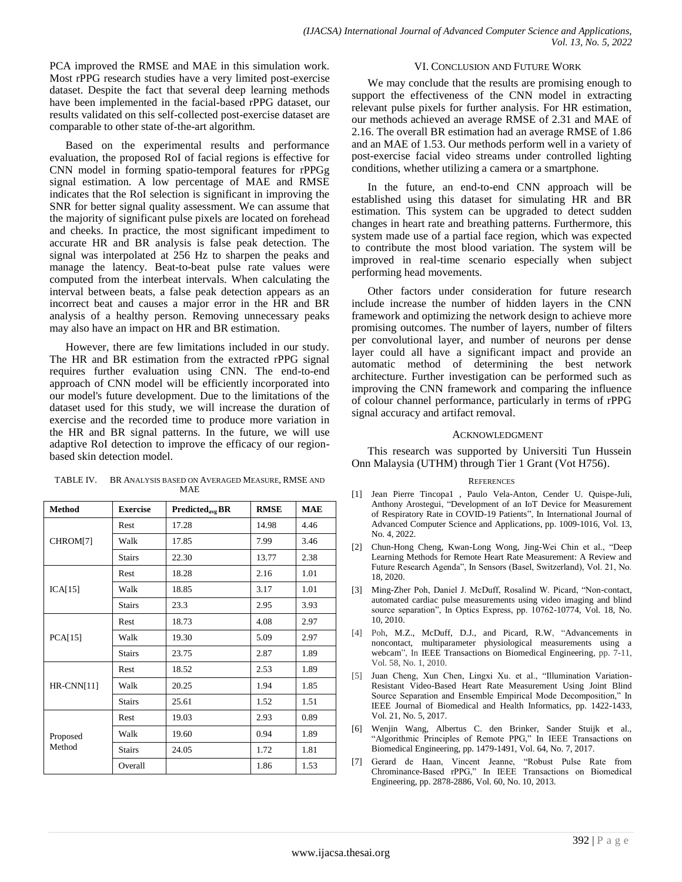PCA improved the RMSE and MAE in this simulation work. Most rPPG research studies have a very limited post-exercise dataset. Despite the fact that several deep learning methods have been implemented in the facial-based rPPG dataset, our results validated on this self-collected post-exercise dataset are comparable to other state of-the-art algorithm.

Based on the experimental results and performance evaluation, the proposed RoI of facial regions is effective for CNN model in forming spatio-temporal features for rPPGg signal estimation. A low percentage of MAE and RMSE indicates that the RoI selection is significant in improving the SNR for better signal quality assessment. We can assume that the majority of significant pulse pixels are located on forehead and cheeks. In practice, the most significant impediment to accurate HR and BR analysis is false peak detection. The signal was interpolated at 256 Hz to sharpen the peaks and manage the latency. Beat-to-beat pulse rate values were computed from the interbeat intervals. When calculating the interval between beats, a false peak detection appears as an incorrect beat and causes a major error in the HR and BR analysis of a healthy person. Removing unnecessary peaks may also have an impact on HR and BR estimation.

However, there are few limitations included in our study. The HR and BR estimation from the extracted rPPG signal requires further evaluation using CNN. The end-to-end approach of CNN model will be efficiently incorporated into our model's future development. Due to the limitations of the dataset used for this study, we will increase the duration of exercise and the recorded time to produce more variation in the HR and BR signal patterns. In the future, we will use adaptive RoI detection to improve the efficacy of our region-based skin detection model.

TABLE IV. BR ANALYSIS BASED ON AVERAGED MEASURE, RMSE AND MAE

| Method | Exercise | Predicted$_{avg}$ BR | RMSE | MAE |
|---|---|---|---|---|
| CHROM[7] | Rest | 17.28 | 14.98 | 4.46 |
| | Walk | 17.85 | 7.99 | 3.46 |
| | Stairs | 22.30 | 13.77 | 2.38 |
| ICA[15] | Rest | 18.28 | 2.16 | 1.01 |
| | Walk | 18.85 | 3.17 | 1.01 |
| | Stairs | 23.3 | 2.95 | 3.93 |
| PCA[15] | Rest | 18.73 | 4.08 | 2.97 |
| | Walk | 19.30 | 5.09 | 2.97 |
| | Stairs | 23.75 | 2.87 | 1.89 |
| HR-CNN[11] | Rest | 18.52 | 2.53 | 1.89 |
| | Walk | 20.25 | 1.94 | 1.85 |
| | Stairs | 25.61 | 1.52 | 1.51 |
| Proposed Method | Rest | 19.03 | 2.93 | 0.89 |
| | Walk | 19.60 | 0.94 | 1.89 |
| | Stairs | 24.05 | 1.72 | 1.81 |
| | Overall | | 1.86 | 1.53 |

## VI. CONCLUSION AND FUTURE WORK

We may conclude that the results are promising enough to support the effectiveness of the CNN model in extracting relevant pulse pixels for further analysis. For HR estimation, our methods achieved an average RMSE of 2.31 and MAE of 2.16. The overall BR estimation had an average RMSE of 1.86 and an MAE of 1.53. Our methods perform well in a variety of post-exercise facial video streams under controlled lighting conditions, whether utilizing a camera or a smartphone.

In the future, an end-to-end CNN approach will be established using this dataset for simulating HR and BR estimation. This system can be upgraded to detect sudden changes in heart rate and breathing patterns. Furthermore, this system made use of a partial face region, which was expected to contribute the most blood variation. The system will be improved in real-time scenario especially when subject performing head movements.

Other factors under consideration for future research include increase the number of hidden layers in the CNN framework and optimizing the network design to achieve more promising outcomes. The number of layers, number of filters per convolutional layer, and number of neurons per dense layer could all have a significant impact and provide an automatic method of determining the best network architecture. Further investigation can be performed such as improving the CNN framework and comparing the influence of colour channel performance, particularly in terms of rPPG signal accuracy and artifact removal.

## ACKNOWLEDGMENT

This research was supported by Universiti Tun Hussein Onn Malaysia (UTHM) through Tier 1 Grant (Vot H756).

## REFERENCES

[1] Jean Pierre Tincopa1 , Paulo Vela-Anton, Cender U. Quispe-Juli, Anthony Arostegui, "Development of an IoT Device for Measurement of Respiratory Rate in COVID-19 Patients", In International Journal of Advanced Computer Science and Applications, pp. 1009-1016, Vol. 13, No. 4, 2022.

[2] Chun-Hong Cheng, Kwan-Long Wong, Jing-Wei Chin et al., "Deep Learning Methods for Remote Heart Rate Measurement: A Review and Future Research Agenda", In Sensors (Basel, Switzerland), Vol. 21, No. 18, 2020.

[3] Ming-Zher Poh, Daniel J. McDuff, Rosalind W. Picard, "Non-contact, automated cardiac pulse measurements using video imaging and blind source separation", In Optics Express, pp. 10762-10774, Vol. 18, No. 10, 2010.

[4] Poh, M.Z., McDuff, D.J., and Picard, R.W, "Advancements in noncontact, multiparameter physiological measurements using a webcam", In IEEE Transactions on Biomedical Engineering, pp. 7-11, Vol. 58, No. 1, 2010.

[5] Juan Cheng, Xun Chen, Lingxi Xu. et al., "Illumination Variation-Resistant Video-Based Heart Rate Measurement Using Joint Blind Source Separation and Ensemble Empirical Mode Decomposition," In IEEE Journal of Biomedical and Health Informatics, pp. 1422-1433, Vol. 21, No. 5, 2017.

[6] Wenjin Wang, Albertus C. den Brinker, Sander Stuijk et al., "Algorithmic Principles of Remote PPG," In IEEE Transactions on Biomedical Engineering, pp. 1479-1491, Vol. 64, No. 7, 2017.

[7] Gerard de Haan, Vincent Jeanne, "Robust Pulse Rate from Chrominance-Based rPPG," In IEEE Transactions on Biomedical Engineering, pp. 2878-2886, Vol. 60, No. 10, 2013.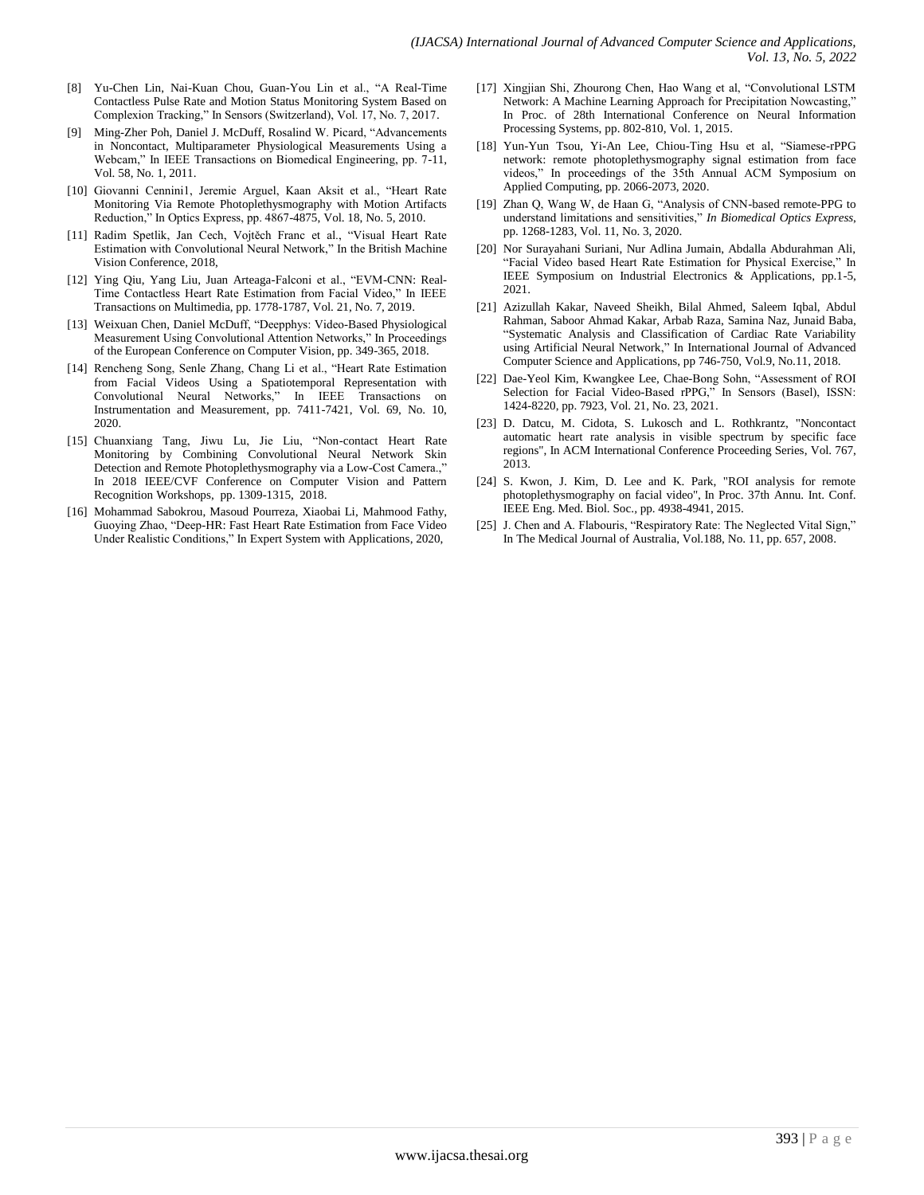[8] Yu-Chen Lin, Nai-Kuan Chou, Guan-You Lin et al., "A Real-Time Contactless Pulse Rate and Motion Status Monitoring System Based on Complexion Tracking," In Sensors (Switzerland), Vol. 17, No. 7, 2017.

[9] Ming-Zher Poh, Daniel J. McDuff, Rosalind W. Picard, "Advancements in Noncontact, Multiparameter Physiological Measurements Using a Webcam," In IEEE Transactions on Biomedical Engineering, pp. 7-11, Vol. 58, No. 1, 2011.

[10] Giovanni Cennini1, Jeremie Arguel, Kaan Aksit et al., "Heart Rate Monitoring Via Remote Photoplethysmography with Motion Artifacts Reduction," In Optics Express, pp. 4867-4875, Vol. 18, No. 5, 2010.

[11] Radim Spetlik, Jan Cech, Vojtěch Franc et al., "Visual Heart Rate Estimation with Convolutional Neural Network," In the British Machine Vision Conference, 2018,

[12] Ying Qiu, Yang Liu, Juan Arteaga-Falconi et al., "EVM-CNN: Real-Time Contactless Heart Rate Estimation from Facial Video," In IEEE Transactions on Multimedia, pp. 1778-1787, Vol. 21, No. 7, 2019.

[13] Weixuan Chen, Daniel McDuff, "Deepphys: Video-Based Physiological Measurement Using Convolutional Attention Networks," In Proceedings of the European Conference on Computer Vision, pp. 349-365, 2018.

[14] Rencheng Song, Senle Zhang, Chang Li et al., "Heart Rate Estimation from Facial Videos Using a Spatiotemporal Representation with Convolutional Neural Networks," In IEEE Transactions on Instrumentation and Measurement, pp. 7411-7421, Vol. 69, No. 10, 2020.

[15] Chuanxiang Tang, Jiwu Lu, Jie Liu, "Non-contact Heart Rate Monitoring by Combining Convolutional Neural Network Skin Detection and Remote Photoplethysmography via a Low-Cost Camera.," In 2018 IEEE/CVF Conference on Computer Vision and Pattern Recognition Workshops, pp. 1309-1315, 2018.

[16] Mohammad Sabokrou, Masoud Pourreza, Xiaobai Li, Mahmood Fathy, Guoying Zhao, "Deep-HR: Fast Heart Rate Estimation from Face Video Under Realistic Conditions," In Expert System with Applications, 2020,

[17] Xingjian Shi, Zhourong Chen, Hao Wang et al, "Convolutional LSTM Network: A Machine Learning Approach for Precipitation Nowcasting," In Proc. of 28th International Conference on Neural Information Processing Systems, pp. 802-810, Vol. 1, 2015.

[18] Yun-Yun Tsou, Yi-An Lee, Chiou-Ting Hsu et al, "Siamese-rPPG network: remote photoplethysmography signal estimation from face videos," In proceedings of the 35th Annual ACM Symposium on Applied Computing, pp. 2066-2073, 2020.

[19] Zhan Q, Wang W, de Haan G, "Analysis of CNN-based remote-PPG to understand limitations and sensitivities," *In Biomedical Optics Express*, pp. 1268-1283, Vol. 11, No. 3, 2020.

[20] Nor Surayahani Suriani, Nur Adlina Jumain, Abdalla Abdurahman Ali, "Facial Video based Heart Rate Estimation for Physical Exercise," In IEEE Symposium on Industrial Electronics & Applications, pp.1-5, 2021.

[21] Azizullah Kakar, Naveed Sheikh, Bilal Ahmed, Saleem Iqbal, Abdul Rahman, Saboor Ahmad Kakar, Arbab Raza, Samina Naz, Junaid Baba, "Systematic Analysis and Classification of Cardiac Rate Variability using Artificial Neural Network," In International Journal of Advanced Computer Science and Applications, pp 746-750, Vol.9, No.11, 2018.

[22] Dae-Yeol Kim, Kwangkee Lee, Chae-Bong Sohn, "Assessment of ROI Selection for Facial Video-Based rPPG," In Sensors (Basel), ISSN: 1424-8220, pp. 7923, Vol. 21, No. 23, 2021.

[23] D. Datcu, M. Cidota, S. Lukosch and L. Rothkrantz, "Noncontact automatic heart rate analysis in visible spectrum by specific face regions", In ACM International Conference Proceeding Series, Vol. 767, 2013.

[24] S. Kwon, J. Kim, D. Lee and K. Park, "ROI analysis for remote photoplethysmography on facial video", In Proc. 37th Annu. Int. Conf. IEEE Eng. Med. Biol. Soc., pp. 4938-4941, 2015.

[25] J. Chen and A. Flabouris, "Respiratory Rate: The Neglected Vital Sign," In The Medical Journal of Australia, Vol.188, No. 11, pp. 657, 2008.